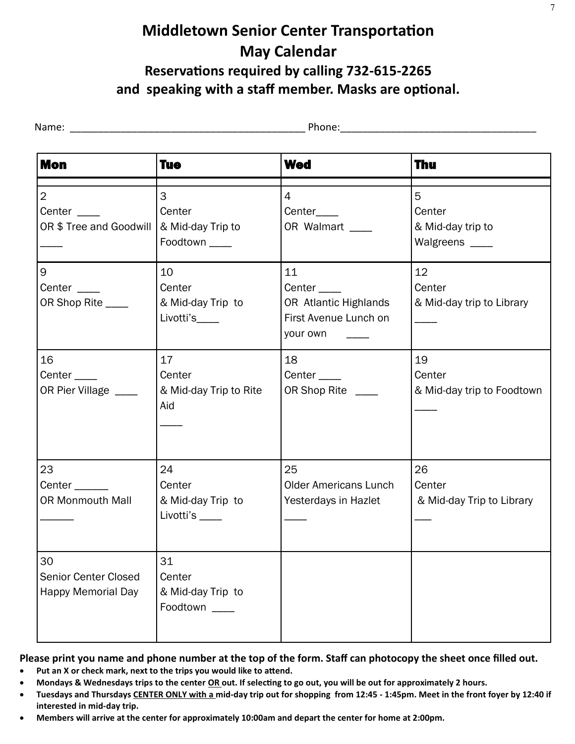# Middletown Senior Center Transportation
## May Calendar
### Reservations required by calling 732-615-2265 and speaking with a staff member. Masks are optional.

Name: ___________________________________________ Phone:___________________________________

| Mon | Tue | Wed | Thu |
|---|---|---|---|
| 2<br>Center ____<br>OR $ Tree and Goodwill ____ | 3<br>Center<br>& Mid-day Trip to Foodtown ____ | 4<br>Center____<br>OR Walmart ____ | 5<br>Center<br>& Mid-day trip to Walgreens ____ |
| 9<br>Center ____<br>OR Shop Rite ____ | 10<br>Center<br>& Mid-day Trip to Livotti's____ | 11<br>Center ____<br>OR Atlantic Highlands First Avenue Lunch on your own ____ | 12<br>Center<br>& Mid-day trip to Library ____ |
| 16<br>Center ____<br>OR Pier Village ____ | 17<br>Center<br>& Mid-day Trip to Rite Aid ____ | 18<br>Center ____<br>OR Shop Rite ____ | 19<br>Center<br>& Mid-day trip to Foodtown ____ |
| 23<br>Center ______<br>OR Monmouth Mall ______ | 24<br>Center<br>& Mid-day Trip to Livotti's ____ | 25<br>Older Americans Lunch Yesterdays in Hazlet ____ | 26<br>Center<br>& Mid-day Trip to Library ___ |
| 30<br>Senior Center Closed<br>Happy Memorial Day | 31<br>Center<br>& Mid-day Trip to Foodtown ____ | | |

**Please print you name and phone number at the top of the form. Staff can photocopy the sheet once filled out.**

- **Put an X or check mark, next to the trips you would like to attend.**
- **Mondays & Wednesdays trips to the center OR out. If selecting to go out, you will be out for approximately 2 hours.**
- **Tuesdays and Thursdays CENTER ONLY with a mid-day trip out for shopping from 12:45 - 1:45pm. Meet in the front foyer by 12:40 if interested in mid-day trip.**
- **Members will arrive at the center for approximately 10:00am and depart the center for home at 2:00pm.**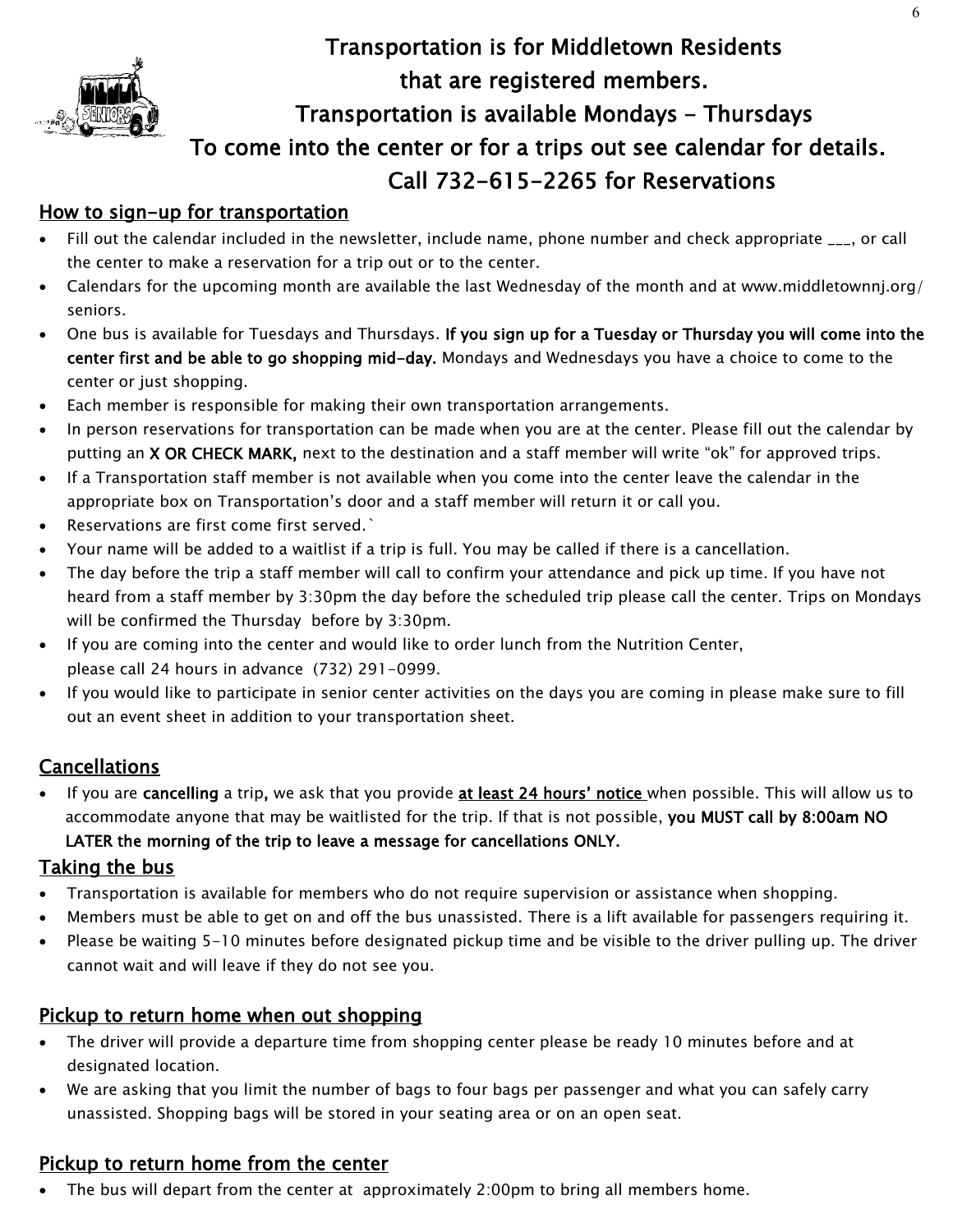# Transportation is for Middletown Residents that are registered members.

# Transportation is available Mondays - Thursdays

# To come into the center or for a trips out see calendar for details.

# Call 732-615-2265 for Reservations

## How to sign-up for transportation

- Fill out the calendar included in the newsletter, include name, phone number and check appropriate ___, or call the center to make a reservation for a trip out or to the center.
- Calendars for the upcoming month are available the last Wednesday of the month and at www.middletownnj.org/seniors.
- One bus is available for Tuesdays and Thursdays. **If you sign up for a Tuesday or Thursday you will come into the center first and be able to go shopping mid-day.** Mondays and Wednesdays you have a choice to come to the center or just shopping.
- Each member is responsible for making their own transportation arrangements.
- In person reservations for transportation can be made when you are at the center. Please fill out the calendar by putting an **X OR CHECK MARK,** next to the destination and a staff member will write "ok" for approved trips.
- If a Transportation staff member is not available when you come into the center leave the calendar in the appropriate box on Transportation's door and a staff member will return it or call you.
- Reservations are first come first served.`
- Your name will be added to a waitlist if a trip is full. You may be called if there is a cancellation.
- The day before the trip a staff member will call to confirm your attendance and pick up time. If you have not heard from a staff member by 3:30pm the day before the scheduled trip please call the center. Trips on Mondays will be confirmed the Thursday before by 3:30pm.
- If you are coming into the center and would like to order lunch from the Nutrition Center, please call 24 hours in advance (732) 291-0999.
- If you would like to participate in senior center activities on the days you are coming in please make sure to fill out an event sheet in addition to your transportation sheet.

## Cancellations

- If you are **cancelling** a trip**,** we ask that you provide **at least 24 hours' notice** when possible. This will allow us to accommodate anyone that may be waitlisted for the trip. If that is not possible, **you MUST call by 8:00am NO LATER the morning of the trip to leave a message for cancellations ONLY.**

## Taking the bus

- Transportation is available for members who do not require supervision or assistance when shopping.
- Members must be able to get on and off the bus unassisted. There is a lift available for passengers requiring it.
- Please be waiting 5-10 minutes before designated pickup time and be visible to the driver pulling up. The driver cannot wait and will leave if they do not see you.

## Pickup to return home when out shopping

- The driver will provide a departure time from shopping center please be ready 10 minutes before and at designated location.
- We are asking that you limit the number of bags to four bags per passenger and what you can safely carry unassisted. Shopping bags will be stored in your seating area or on an open seat.

## Pickup to return home from the center

- The bus will depart from the center at approximately 2:00pm to bring all members home.